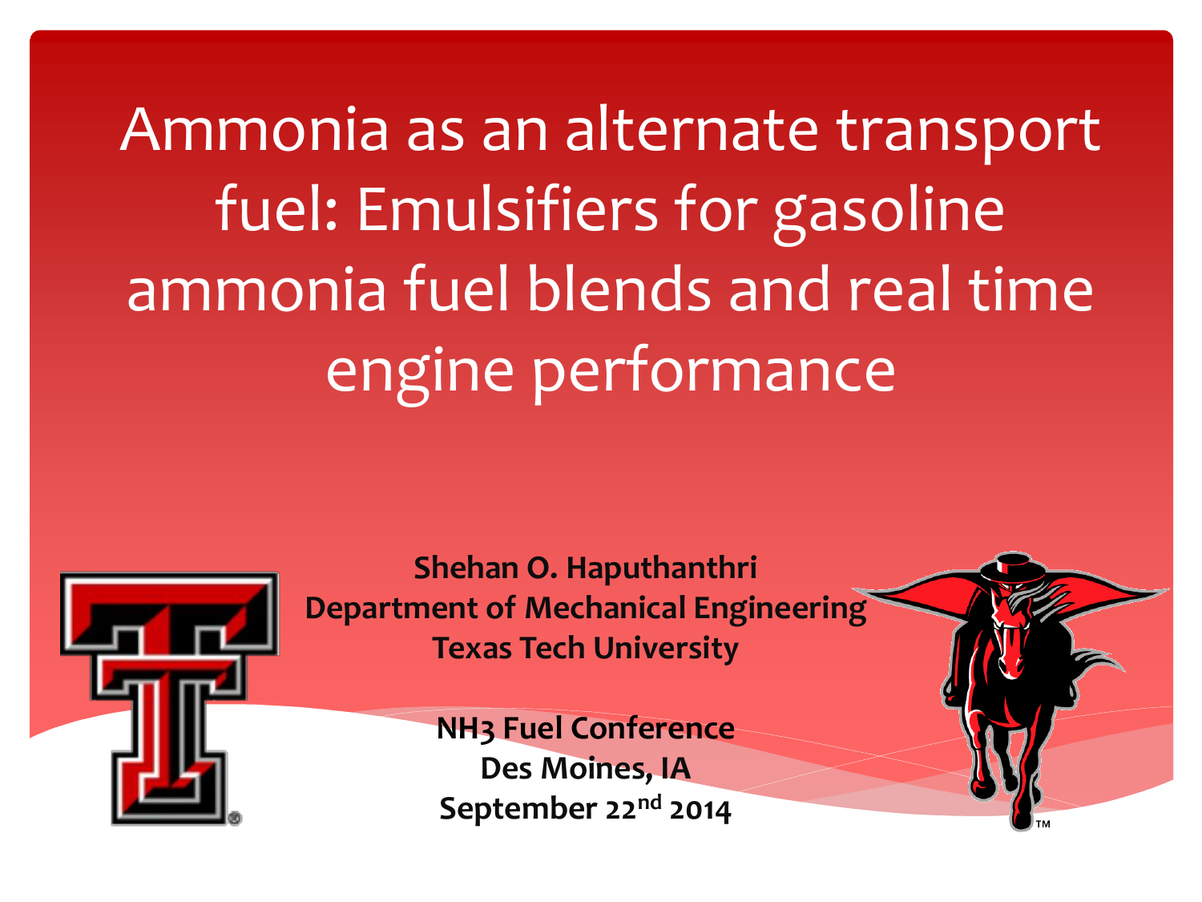# Ammonia as an alternate transport fuel: Emulsifiers for gasoline ammonia fuel blends and real time engine performance

**Shehan O. Haputhanthri**
**Department of Mechanical Engineering**
**Texas Tech University**

**$NH_3$ Fuel Conference**
**Des Moines, IA**
**September 22nd 2014**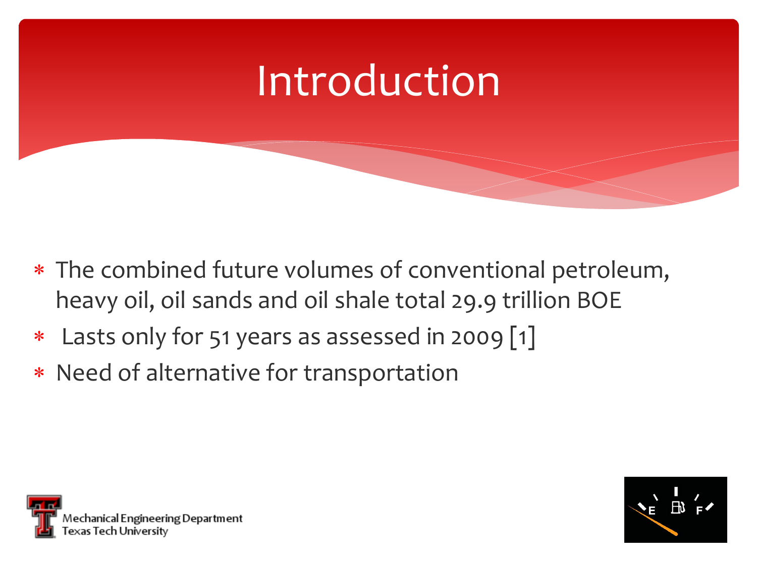# Introduction

- The combined future volumes of conventional petroleum, heavy oil, oil sands and oil shale total 29.9 trillion BOE
- Lasts only for 51 years as assessed in 2009 [1]
- Need of alternative for transportation

Mechanical Engineering Department
Texas Tech University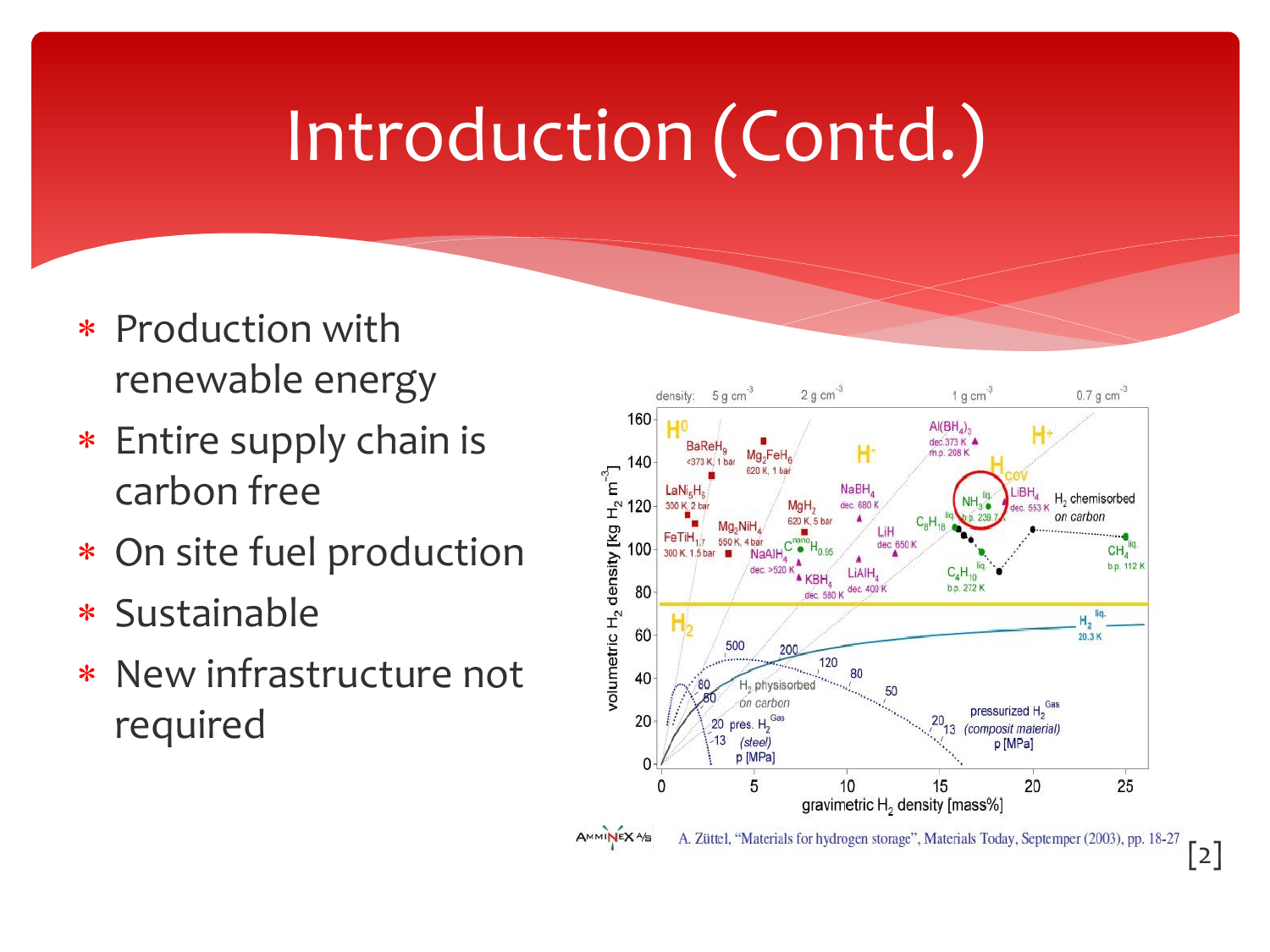# Introduction (Contd.)

- Production with renewable energy
- Entire supply chain is carbon free
- On site fuel production
- Sustainable
- New infrastructure not required

A. Züttel, "Materials for hydrogen storage", Materials Today, Septemper (2003), pp. 18-27

[2]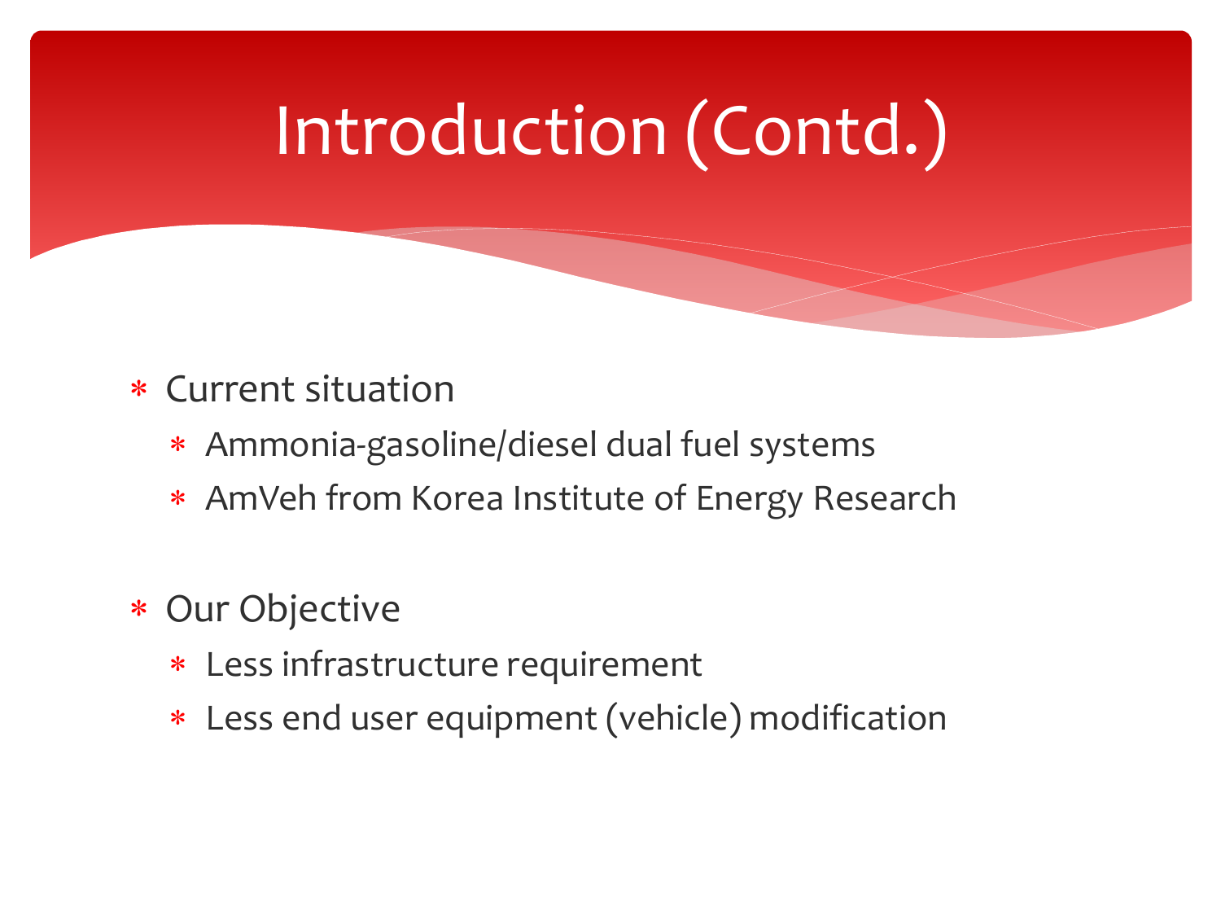# Introduction (Contd.)

* Current situation
  * Ammonia-gasoline/diesel dual fuel systems
  * AmVeh from Korea Institute of Energy Research

* Our Objective
  * Less infrastructure requirement
  * Less end user equipment (vehicle) modification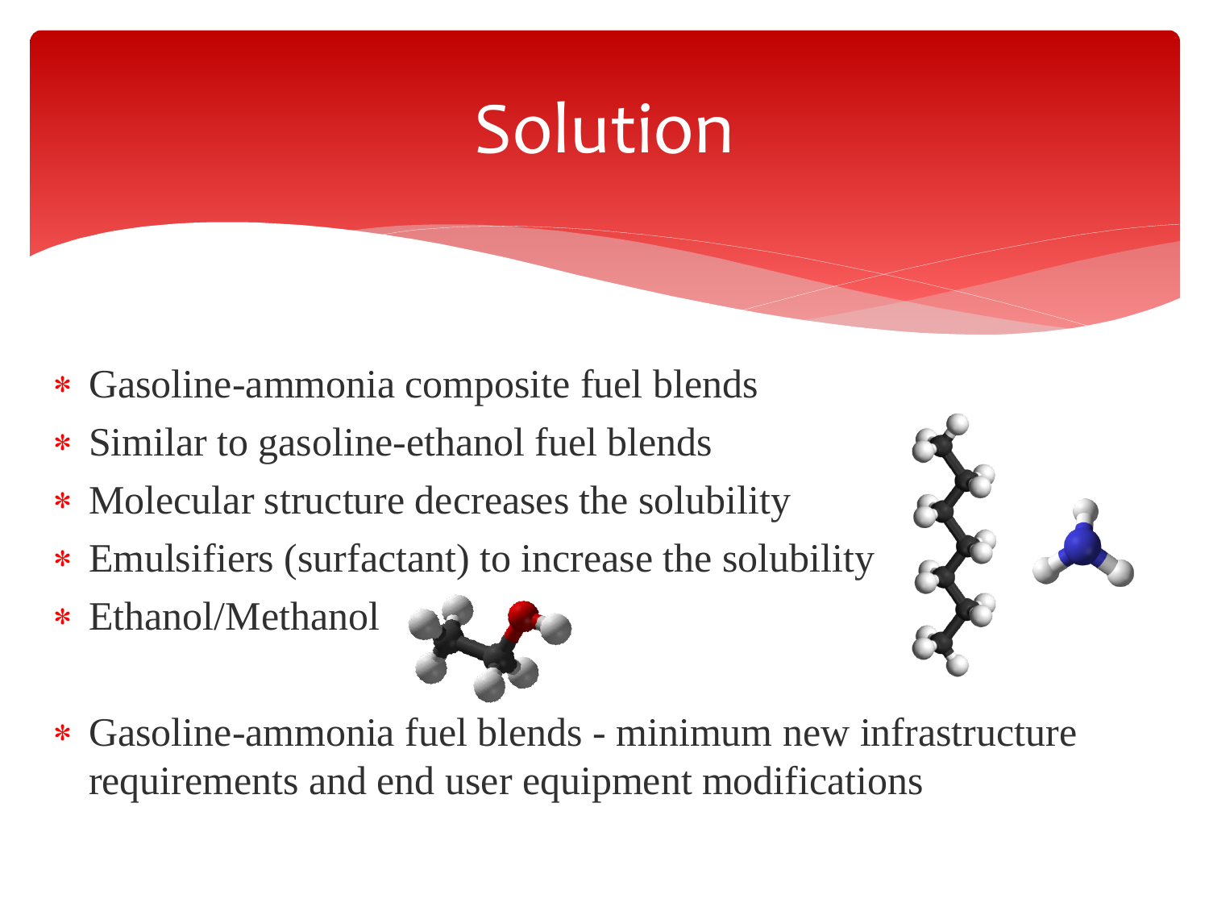# Solution

* Gasoline-ammonia composite fuel blends
* Similar to gasoline-ethanol fuel blends
* Molecular structure decreases the solubility
* Emulsifiers (surfactant) to increase the solubility
* Ethanol/Methanol

* Gasoline-ammonia fuel blends - minimum new infrastructure requirements and end user equipment modifications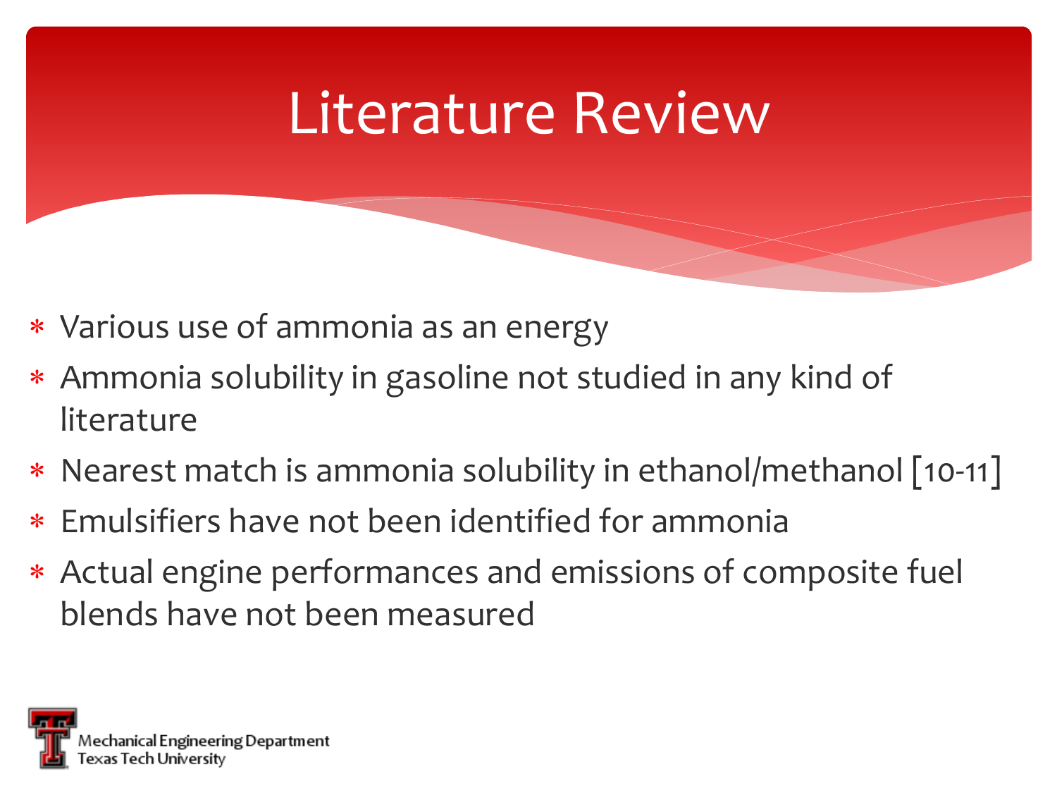# Literature Review

- Various use of ammonia as an energy
- Ammonia solubility in gasoline not studied in any kind of literature
- Nearest match is ammonia solubility in ethanol/methanol [10-11]
- Emulsifiers have not been identified for ammonia
- Actual engine performances and emissions of composite fuel blends have not been measured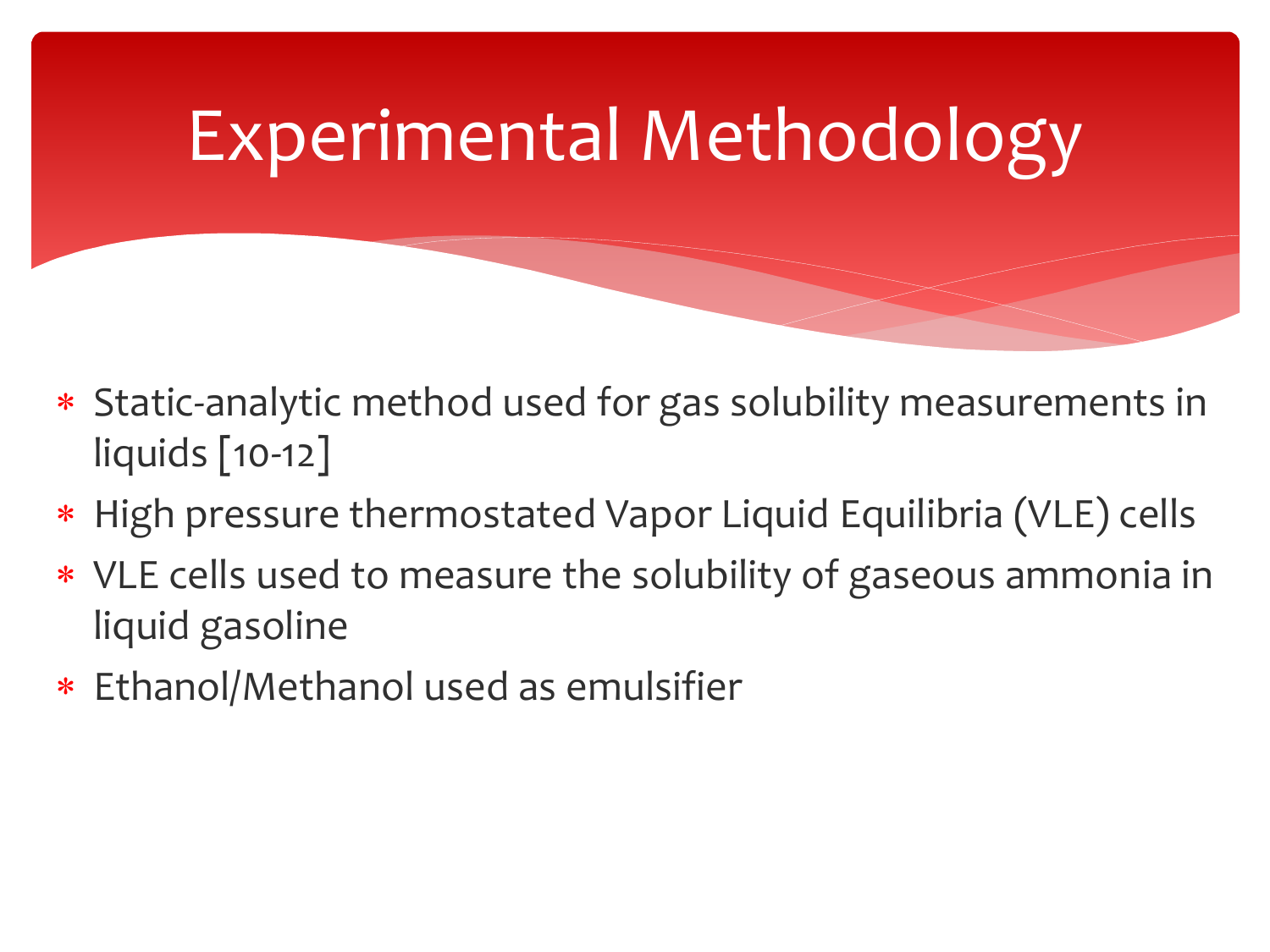# Experimental Methodology

- Static-analytic method used for gas solubility measurements in liquids [10-12]
- High pressure thermostated Vapor Liquid Equilibria (VLE) cells
- VLE cells used to measure the solubility of gaseous ammonia in liquid gasoline
- Ethanol/Methanol used as emulsifier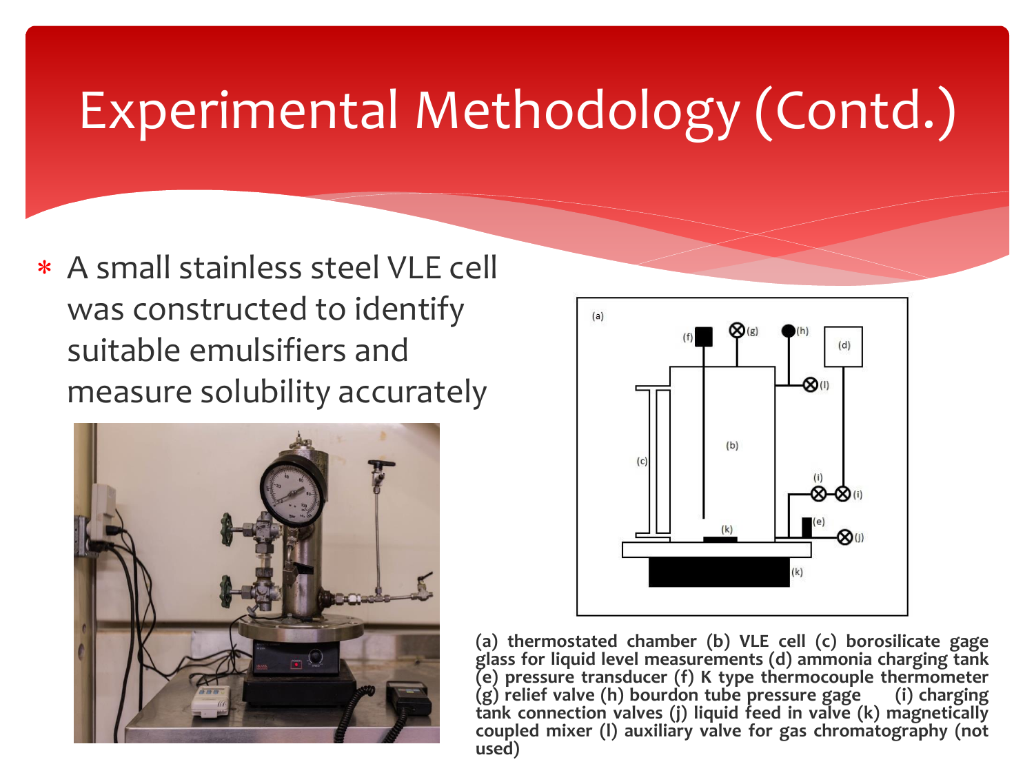# Experimental Methodology (Contd.)

- A small stainless steel VLE cell was constructed to identify suitable emulsifiers and measure solubility accurately

**(a) thermostated chamber (b) VLE cell (c) borosilicate gage glass for liquid level measurements (d) ammonia charging tank (e) pressure transducer (f) K type thermocouple thermometer (g) relief valve (h) bourdon tube pressure gage (i) charging tank connection valves (j) liquid feed in valve (k) magnetically coupled mixer (l) auxiliary valve for gas chromatography (not used)**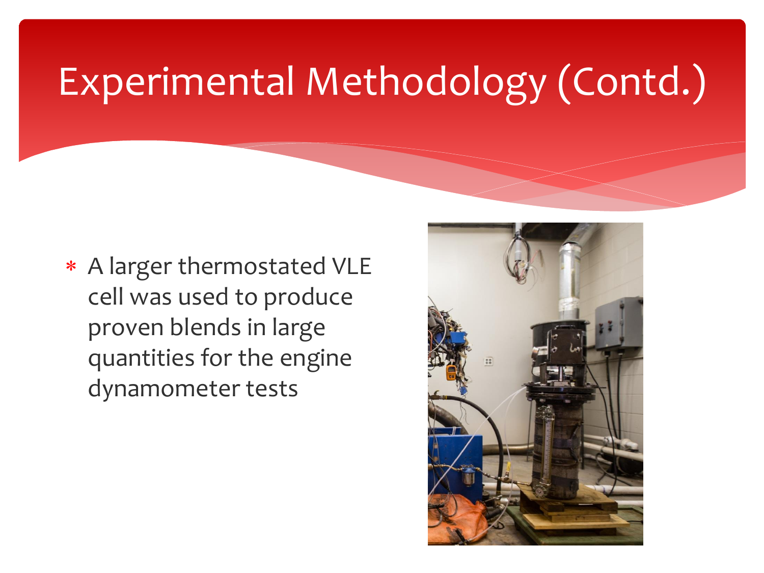# Experimental Methodology (Contd.)

* A larger thermostated VLE cell was used to produce proven blends in large quantities for the engine dynamometer tests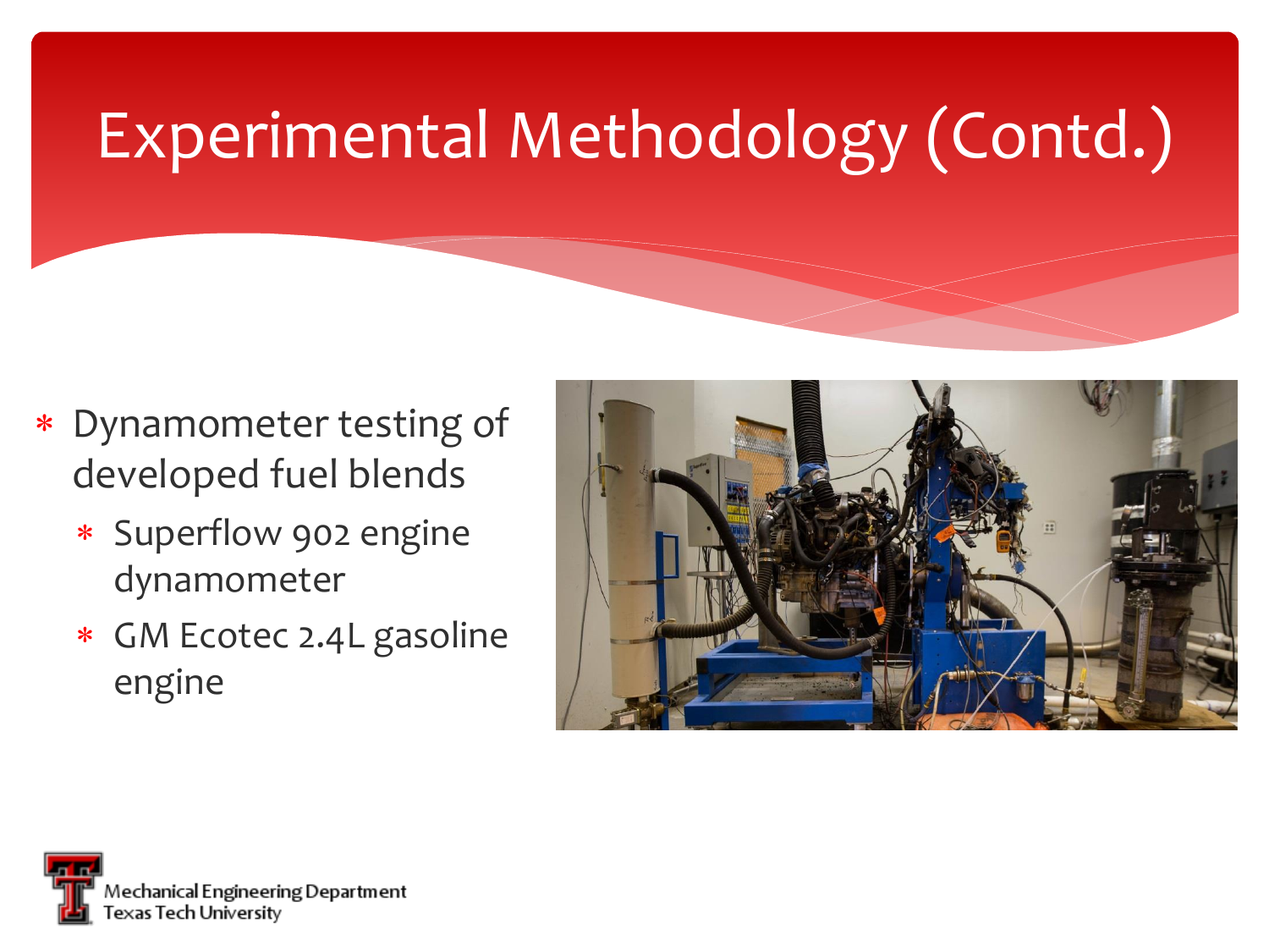# Experimental Methodology (Contd.)

- Dynamometer testing of developed fuel blends
  - Superflow 902 engine dynamometer
  - GM Ecotec 2.4L gasoline engine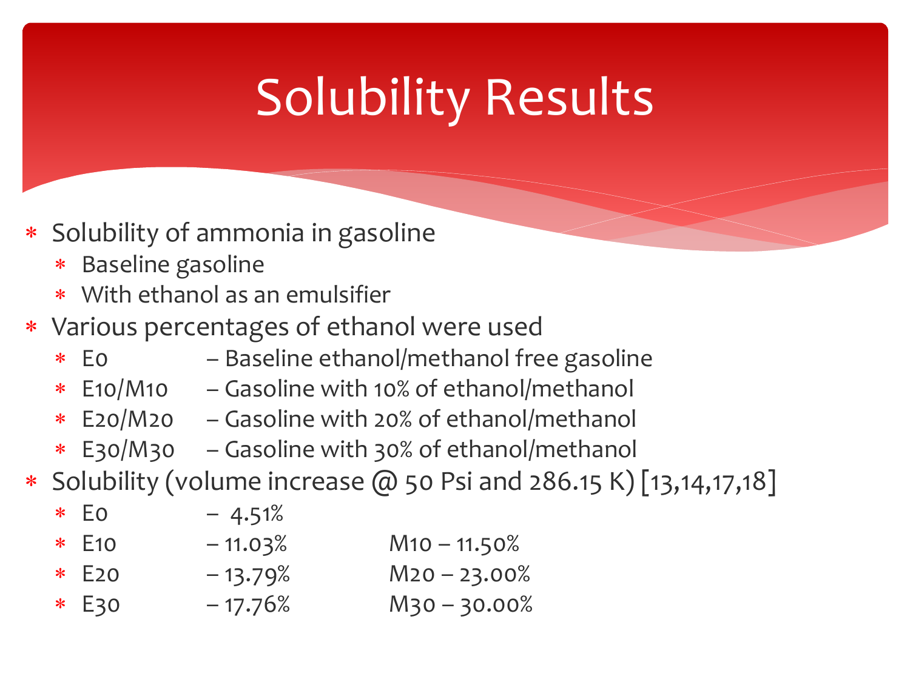# Solubility Results

- Solubility of ammonia in gasoline
  - Baseline gasoline
  - With ethanol as an emulsifier
- Various percentages of ethanol were used
  - E0 – Baseline ethanol/methanol free gasoline
  - E10/M10 – Gasoline with 10% of ethanol/methanol
  - E20/M20 – Gasoline with 20% of ethanol/methanol
  - E30/M30 – Gasoline with 30% of ethanol/methanol
- Solubility (volume increase @ 50 Psi and 286.15 K) [13,14,17,18]
  - E0 – 4.51%
  - E10 – 11.03% M10 – 11.50%
  - E20 – 13.79% M20 – 23.00%
  - E30 – 17.76% M30 – 30.00%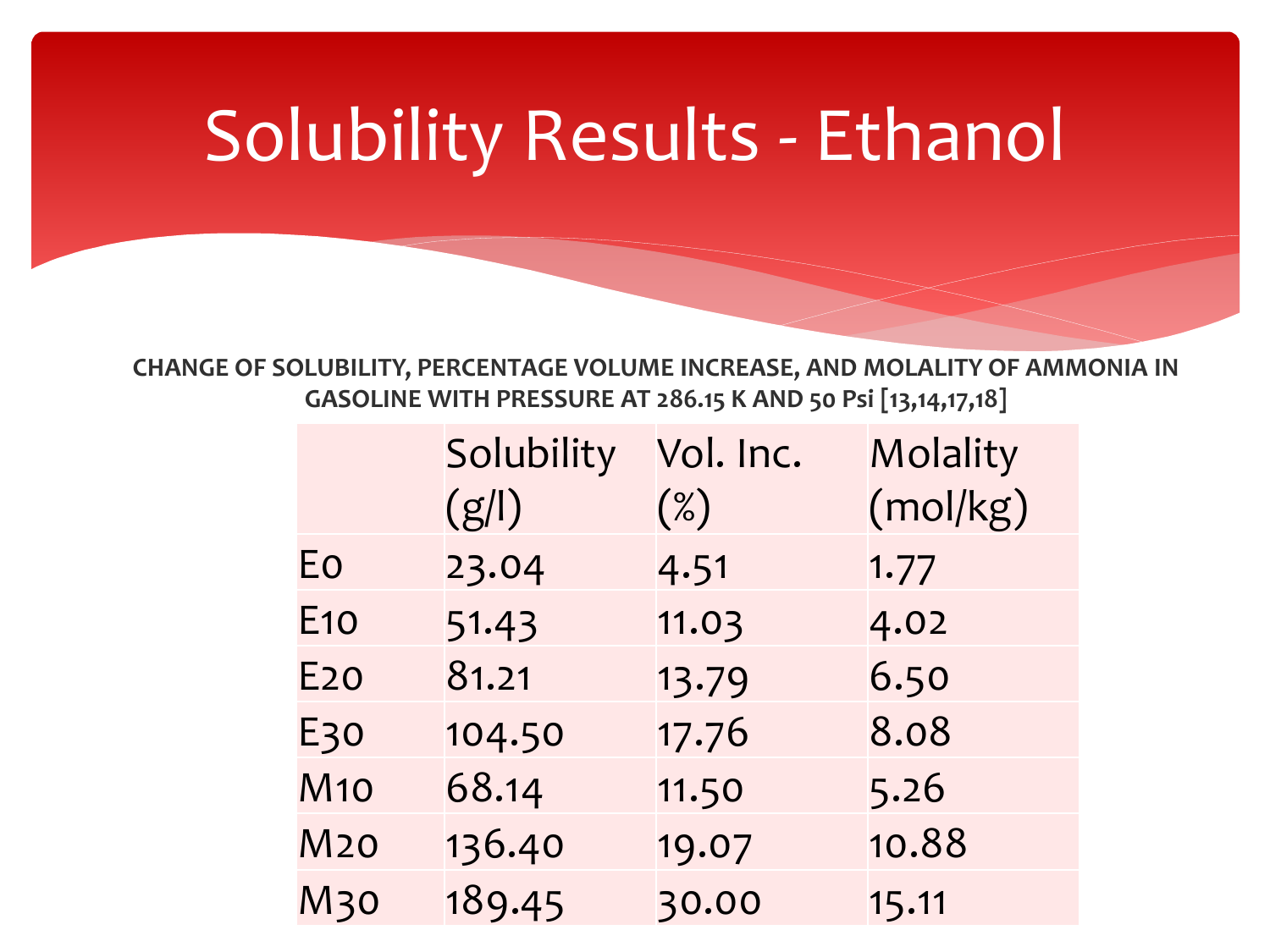# Solubility Results - Ethanol

**CHANGE OF SOLUBILITY, PERCENTAGE VOLUME INCREASE, AND MOLALITY OF AMMONIA IN GASOLINE WITH PRESSURE AT 286.15 K AND 50 Psi [13,14,17,18]**

| | Solubility (g/l) | Vol. Inc. (%) | Molality (mol/kg) |
|---|---|---|---|
| E0 | 23.04 | 4.51 | 1.77 |
| E10 | 51.43 | 11.03 | 4.02 |
| E20 | 81.21 | 13.79 | 6.50 |
| E30 | 104.50 | 17.76 | 8.08 |
| M10 | 68.14 | 11.50 | 5.26 |
| M20 | 136.40 | 19.07 | 10.88 |
| M30 | 189.45 | 30.00 | 15.11 |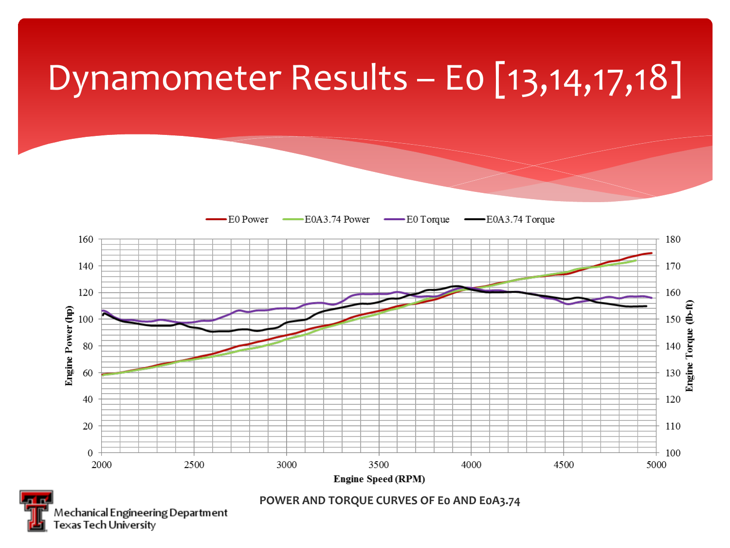# Dynamometer Results – E0 [13,14,17,18]

E0 Power — E0A3.74 Power — E0 Torque — E0A3.74 Torque

Engine Power (hp)

Engine Torque (lb-ft)

Engine Speed (RPM)

POWER AND TORQUE CURVES OF E0 AND E0A3.74

Mechanical Engineering Department
Texas Tech University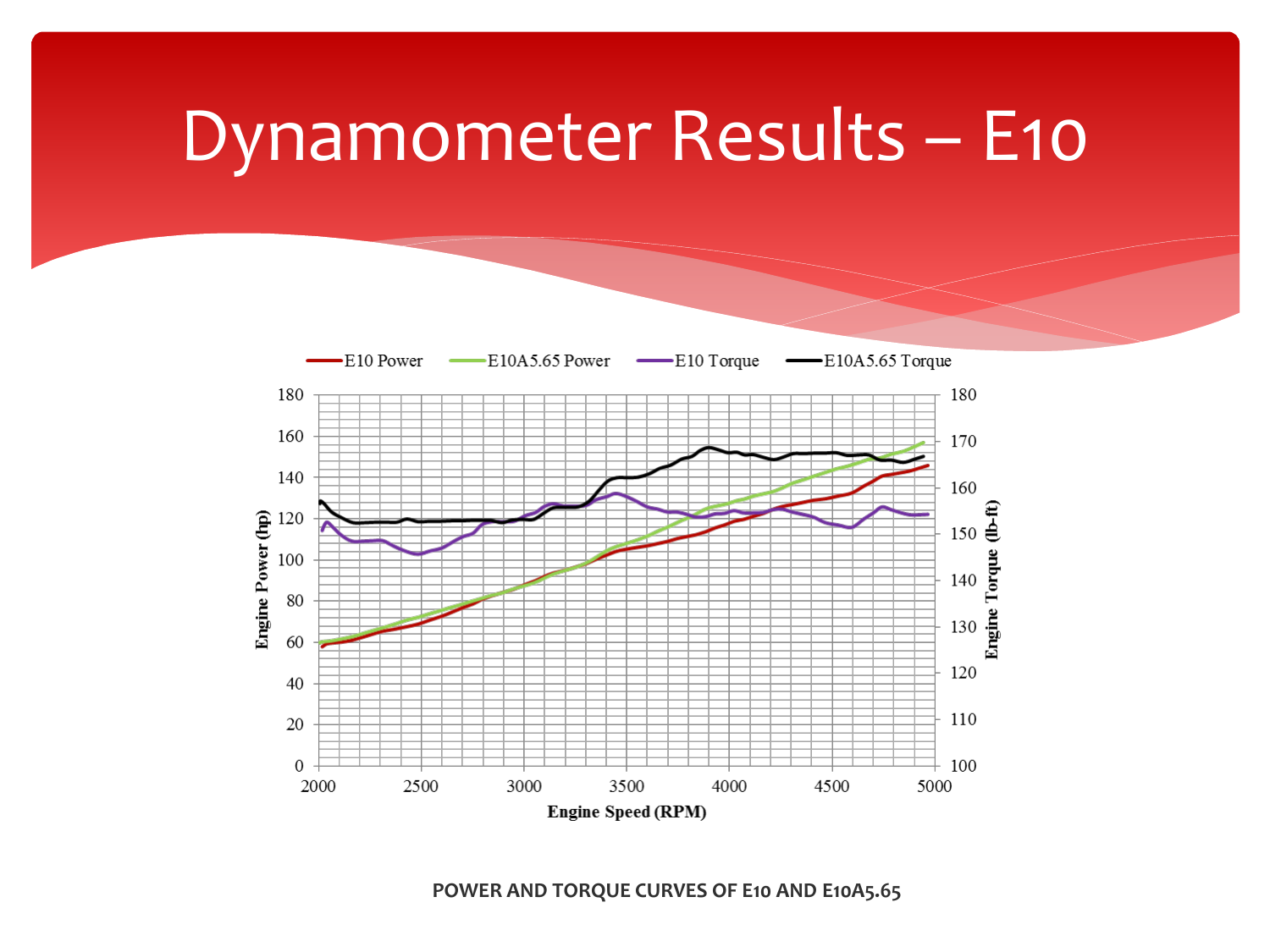# Dynamometer Results – E10

POWER AND TORQUE CURVES OF E10 AND E10A5.65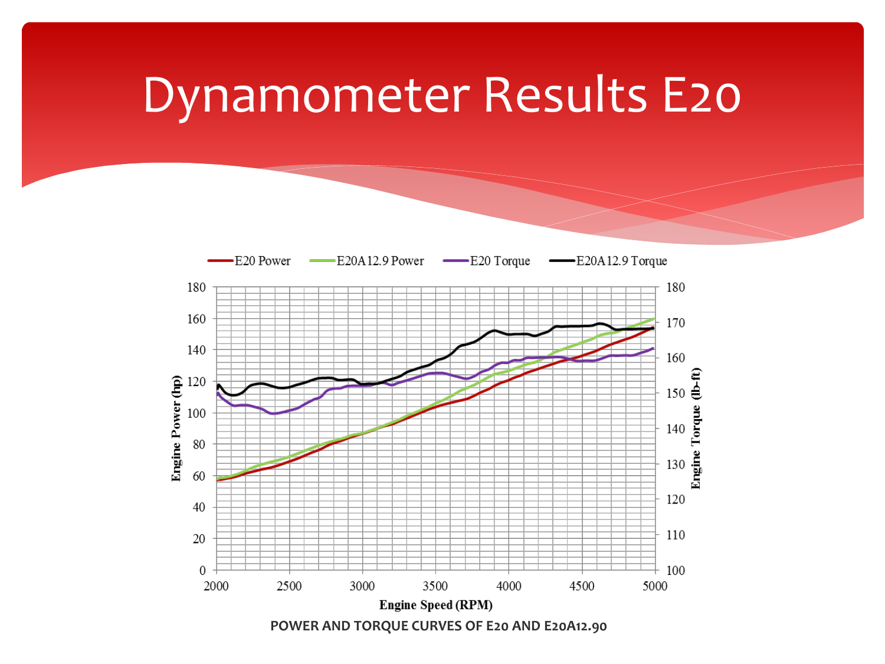# Dynamometer Results E20

POWER AND TORQUE CURVES OF E20 AND E20A12.90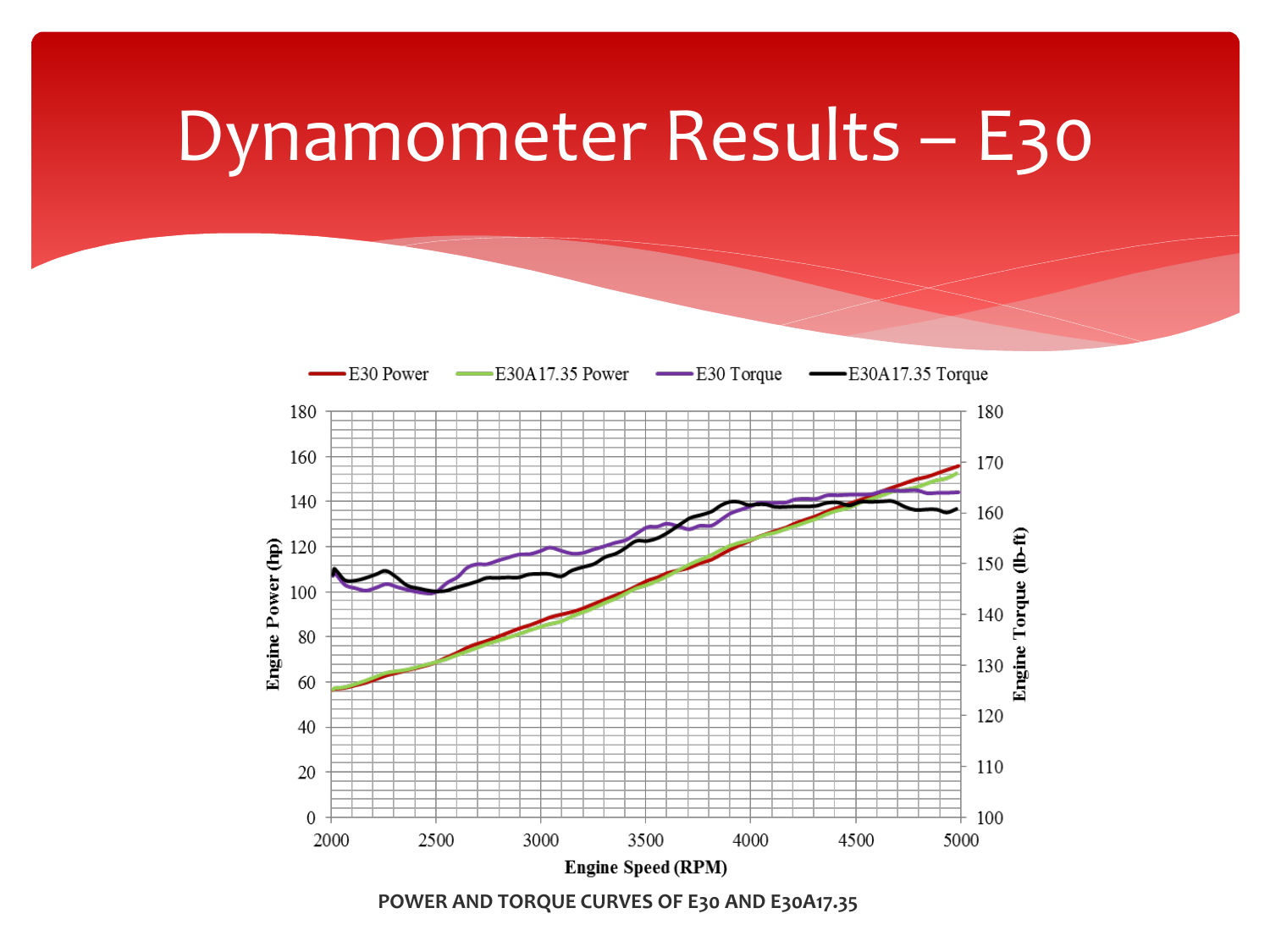# Dynamometer Results – E30

POWER AND TORQUE CURVES OF E30 AND E30A17.35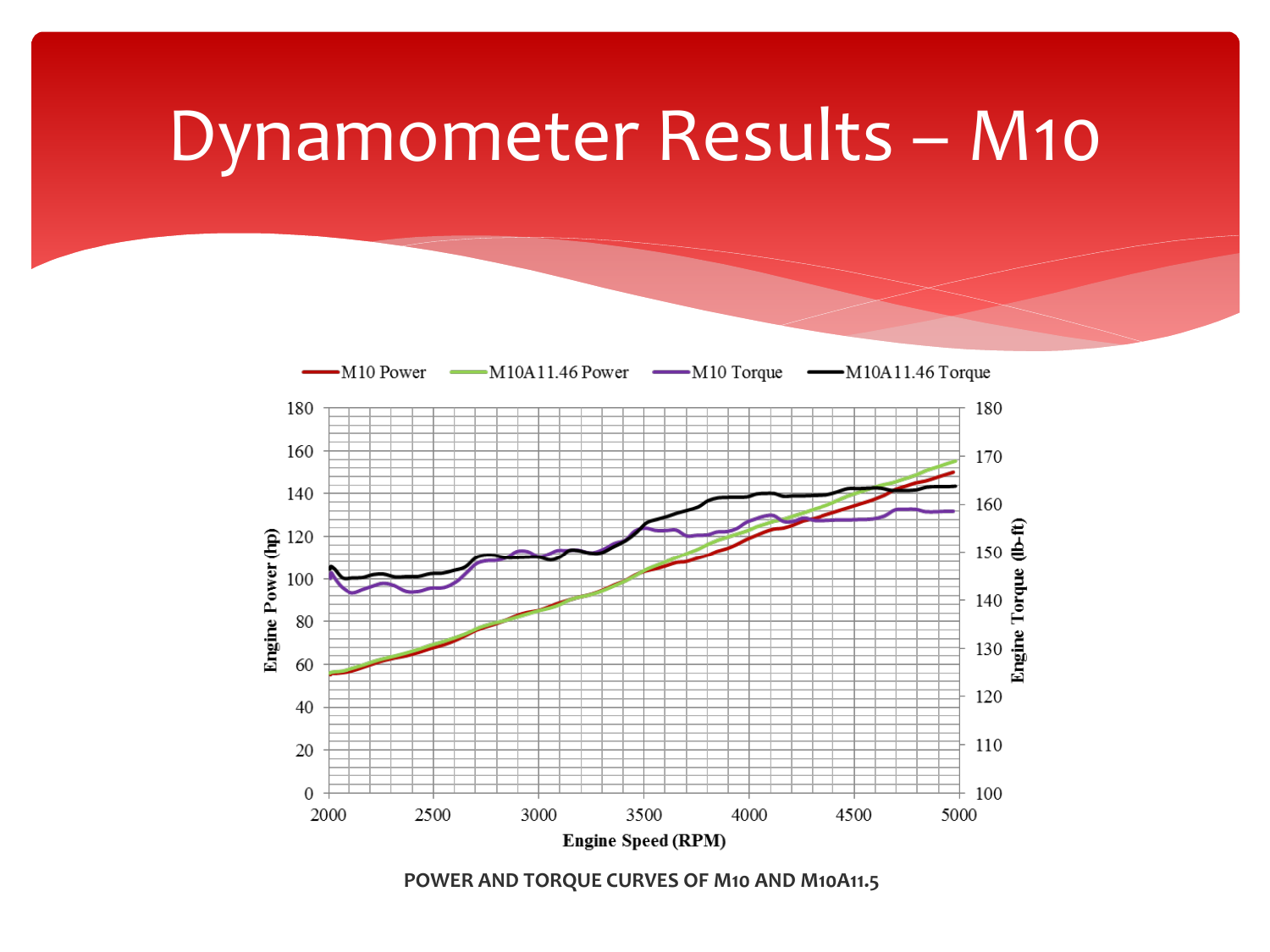# Dynamometer Results – M10

POWER AND TORQUE CURVES OF M10 AND M10A11.5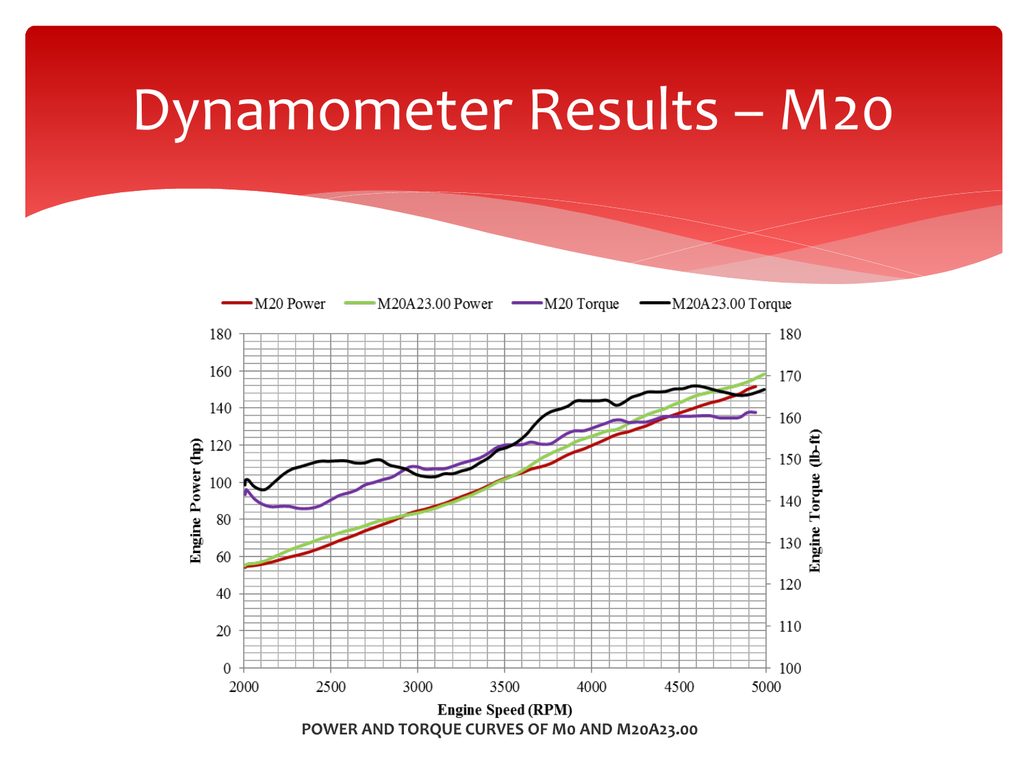# Dynamometer Results – M20

POWER AND TORQUE CURVES OF M0 AND M20A23.00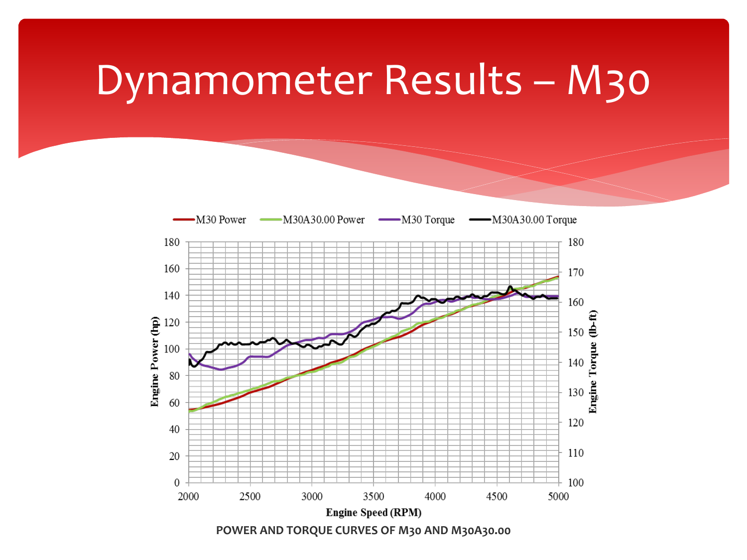# Dynamometer Results – M30

POWER AND TORQUE CURVES OF M30 AND M30A30.00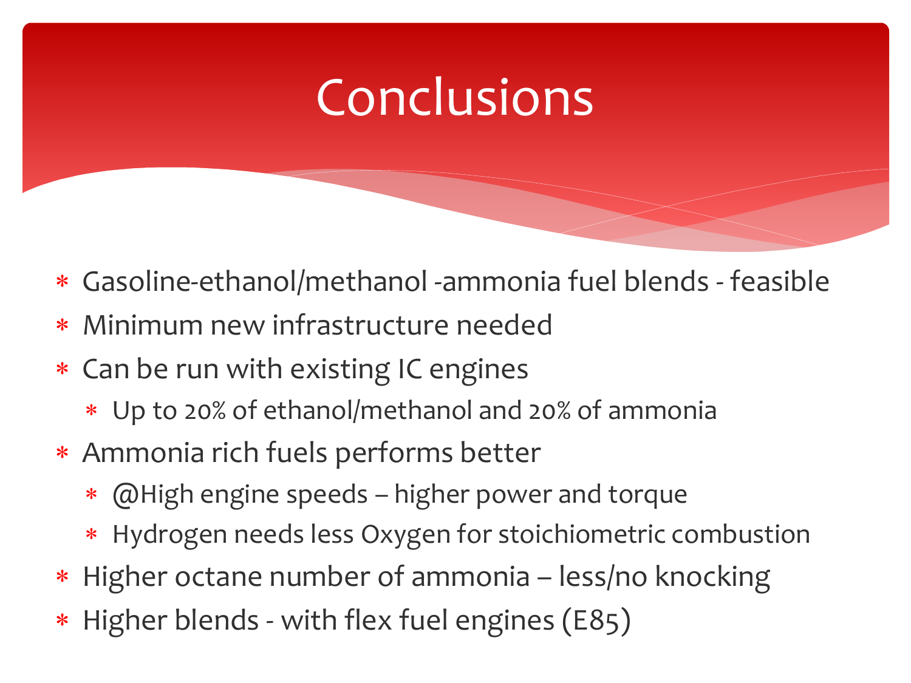# Conclusions

* Gasoline-ethanol/methanol -ammonia fuel blends - feasible
* Minimum new infrastructure needed
* Can be run with existing IC engines
  * Up to 20% of ethanol/methanol and 20% of ammonia
* Ammonia rich fuels performs better
  * @High engine speeds – higher power and torque
  * Hydrogen needs less Oxygen for stoichiometric combustion
* Higher octane number of ammonia – less/no knocking
* Higher blends - with flex fuel engines (E85)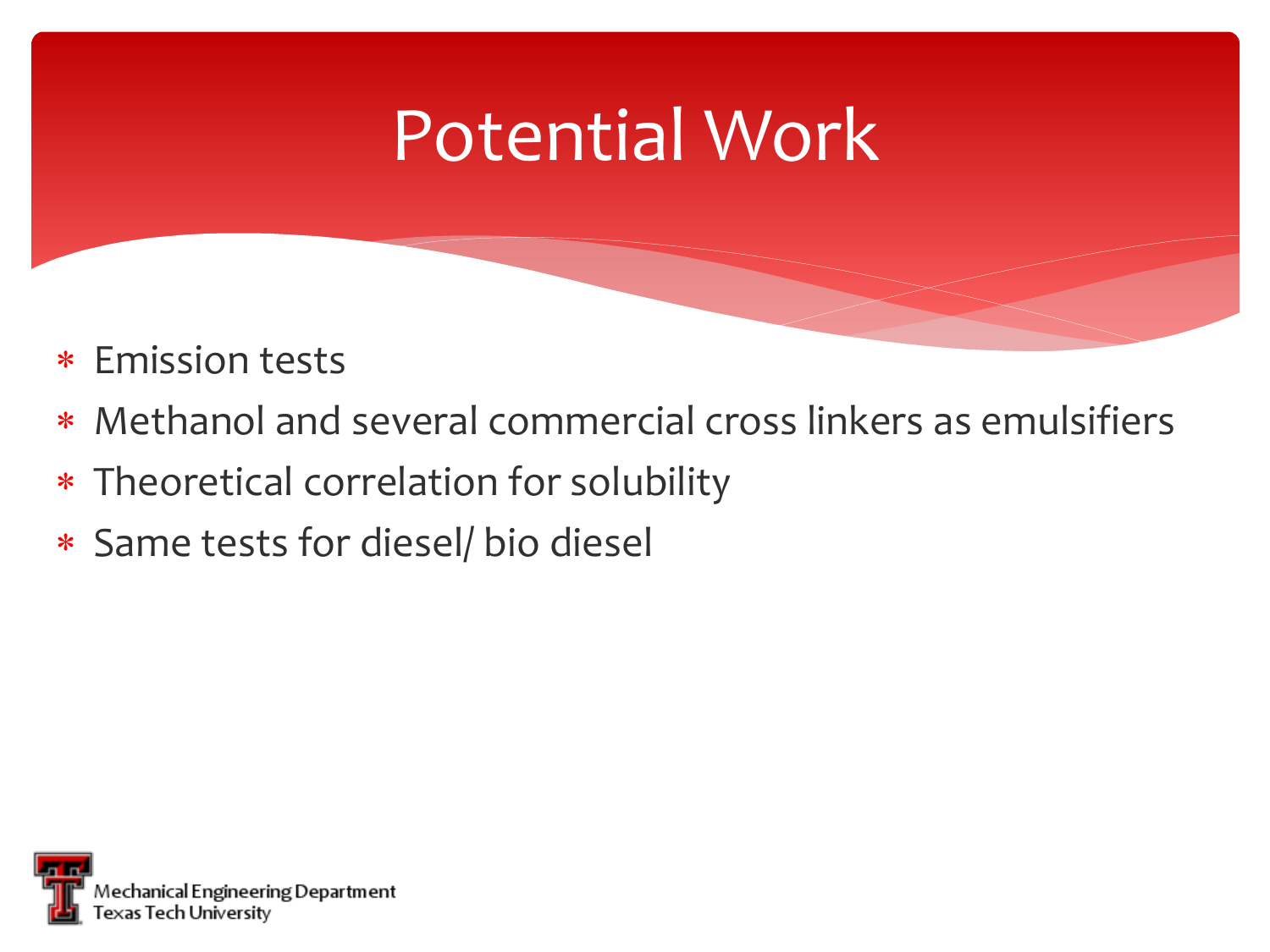# Potential Work

* Emission tests
* Methanol and several commercial cross linkers as emulsifiers
* Theoretical correlation for solubility
* Same tests for diesel/ bio diesel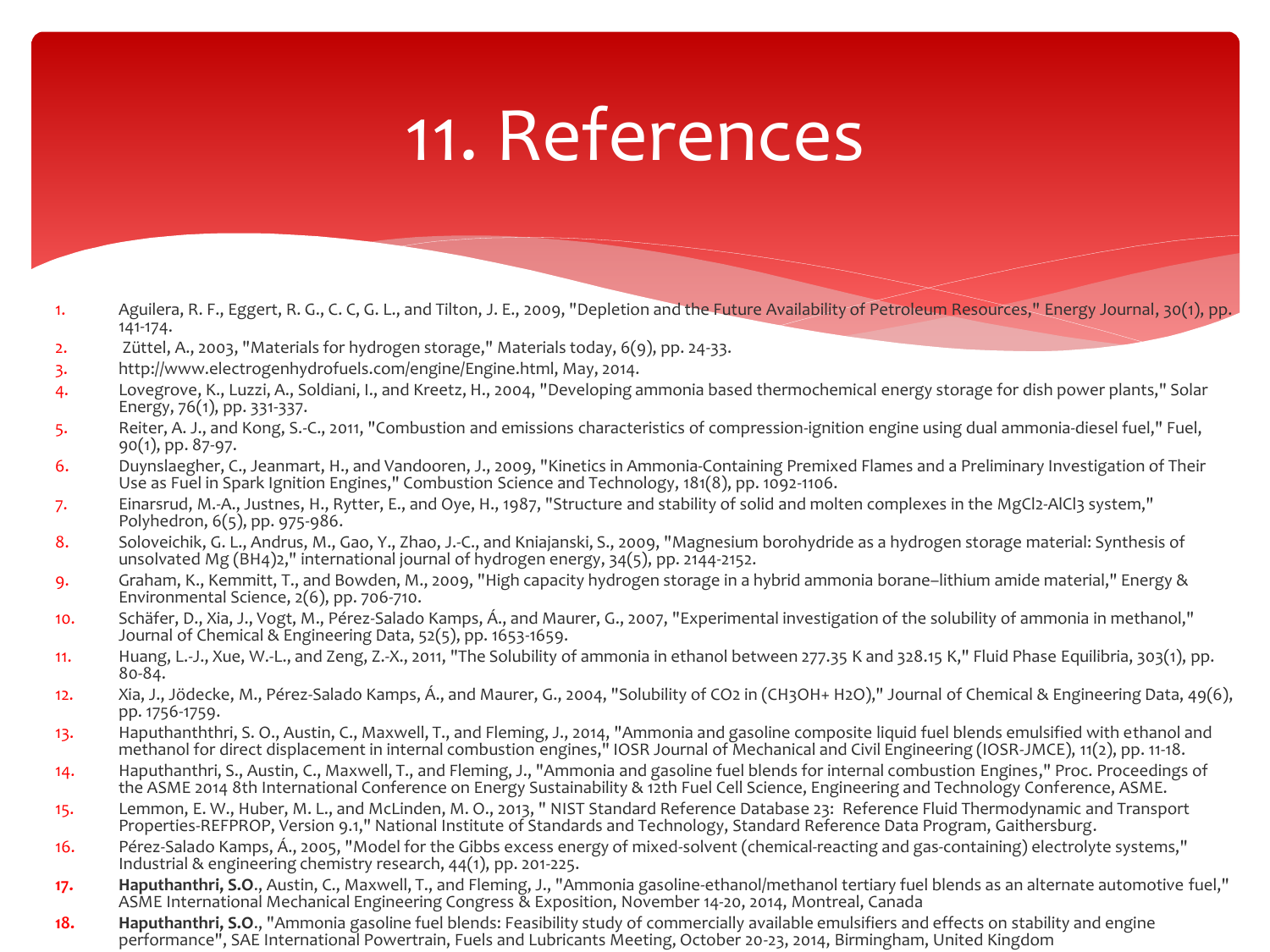# 11. References

1. Aguilera, R. F., Eggert, R. G., C. C, G. L., and Tilton, J. E., 2009, "Depletion and the Future Availability of Petroleum Resources," Energy Journal, 30(1), pp. 141-174.
2. Züttel, A., 2003, "Materials for hydrogen storage," Materials today, 6(9), pp. 24-33.
3. http://www.electrogenhydrofuels.com/engine/Engine.html, May, 2014.
4. Lovegrove, K., Luzzi, A., Soldiani, I., and Kreetz, H., 2004, "Developing ammonia based thermochemical energy storage for dish power plants," Solar Energy, 76(1), pp. 331-337.
5. Reiter, A. J., and Kong, S.-C., 2011, "Combustion and emissions characteristics of compression-ignition engine using dual ammonia-diesel fuel," Fuel, 90(1), pp. 87-97.
6. Duynslaegher, C., Jeanmart, H., and Vandooren, J., 2009, "Kinetics in Ammonia-Containing Premixed Flames and a Preliminary Investigation of Their Use as Fuel in Spark Ignition Engines," Combustion Science and Technology, 181(8), pp. 1092-1106.
7. Einarsrud, M.-A., Justnes, H., Rytter, E., and Oye, H., 1987, "Structure and stability of solid and molten complexes in the $MgCl_2$-$AlCl_3$ system," Polyhedron, 6(5), pp. 975-986.
8. Soloveichik, G. L., Andrus, M., Gao, Y., Zhao, J.-C., and Kniajanski, S., 2009, "Magnesium borohydride as a hydrogen storage material: Synthesis of unsolvated $Mg(BH_4)_2$," international journal of hydrogen energy, 34(5), pp. 2144-2152.
9. Graham, K., Kemmitt, T., and Bowden, M., 2009, "High capacity hydrogen storage in a hybrid ammonia borane–lithium amide material," Energy & Environmental Science, 2(6), pp. 706-710.
10. Schäfer, D., Xia, J., Vogt, M., Pérez-Salado Kamps, Á., and Maurer, G., 2007, "Experimental investigation of the solubility of ammonia in methanol," Journal of Chemical & Engineering Data, 52(5), pp. 1653-1659.
11. Huang, L.-J., Xue, W.-L., and Zeng, Z.-X., 2011, "The Solubility of ammonia in ethanol between 277.35 K and 328.15 K," Fluid Phase Equilibria, 303(1), pp. 80-84.
12. Xia, J., Jödecke, M., Pérez-Salado Kamps, Á., and Maurer, G., 2004, "Solubility of $CO_2$ in ($CH_3OH$+ $H_2O$)," Journal of Chemical & Engineering Data, 49(6), pp. 1756-1759.
13. Haputhanththri, S. O., Austin, C., Maxwell, T., and Fleming, J., 2014, "Ammonia and gasoline composite liquid fuel blends emulsified with ethanol and methanol for direct displacement in internal combustion engines," IOSR Journal of Mechanical and Civil Engineering (IOSR-JMCE), 11(2), pp. 11-18.
14. Haputhanthri, S., Austin, C., Maxwell, T., and Fleming, J., "Ammonia and gasoline fuel blends for internal combustion Engines," Proc. Proceedings of the ASME 2014 8th International Conference on Energy Sustainability & 12th Fuel Cell Science, Engineering and Technology Conference, ASME.
15. Lemmon, E. W., Huber, M. L., and McLinden, M. O., 2013, " NIST Standard Reference Database 23: Reference Fluid Thermodynamic and Transport Properties-REFPROP, Version 9.1," National Institute of Standards and Technology, Standard Reference Data Program, Gaithersburg.
16. Pérez-Salado Kamps, Á., 2005, "Model for the Gibbs excess energy of mixed-solvent (chemical-reacting and gas-containing) electrolyte systems," Industrial & engineering chemistry research, 44(1), pp. 201-225.
17. **Haputhanthri, S.O**., Austin, C., Maxwell, T., and Fleming, J., "Ammonia gasoline-ethanol/methanol tertiary fuel blends as an alternate automotive fuel," ASME International Mechanical Engineering Congress & Exposition, November 14-20, 2014, Montreal, Canada
18. **Haputhanthri, S.O**., "Ammonia gasoline fuel blends: Feasibility study of commercially available emulsifiers and effects on stability and engine performance", SAE International Powertrain, Fuels and Lubricants Meeting, October 20-23, 2014, Birmingham, United Kingdom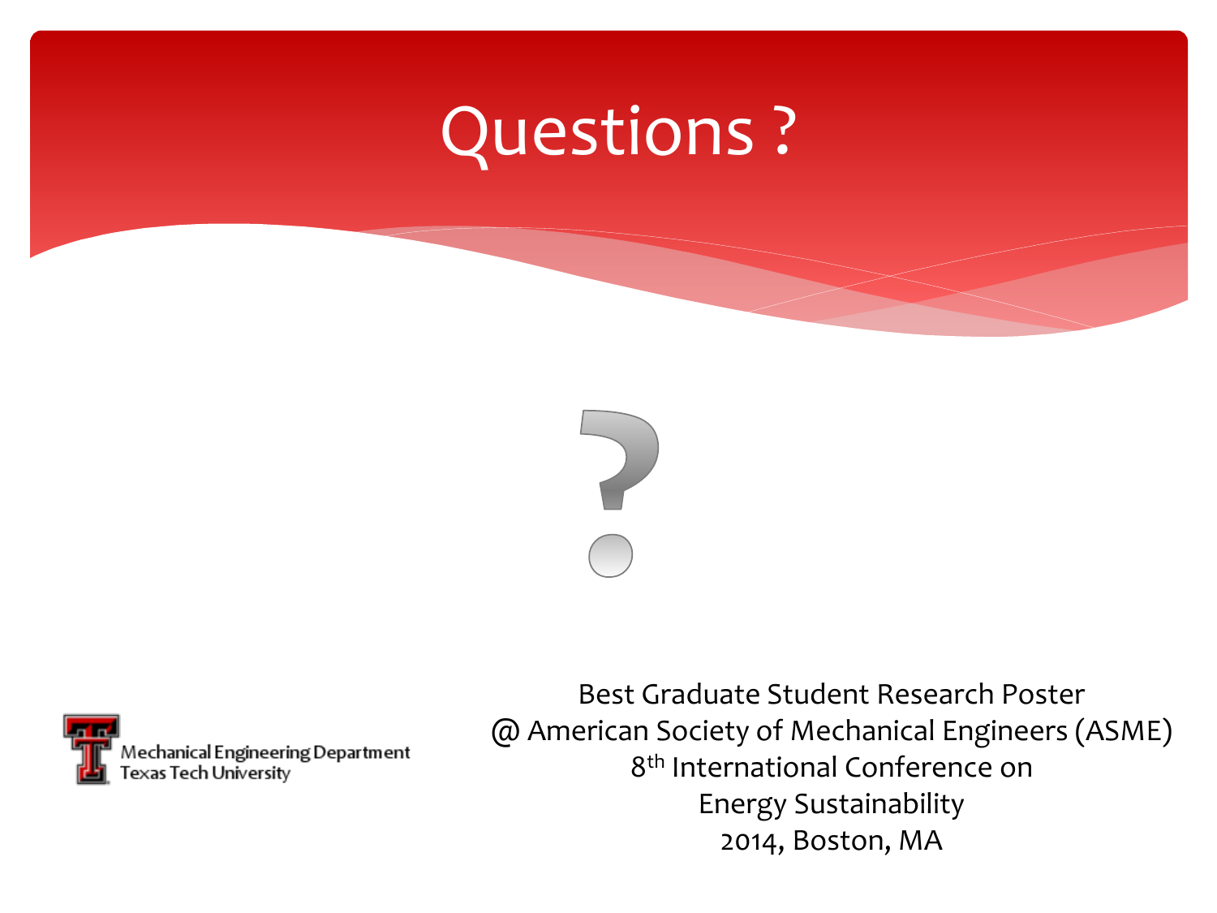# Questions ?

Mechanical Engineering Department
Texas Tech University

Best Graduate Student Research Poster
@ American Society of Mechanical Engineers (ASME)
8th International Conference on
Energy Sustainability
2014, Boston, MA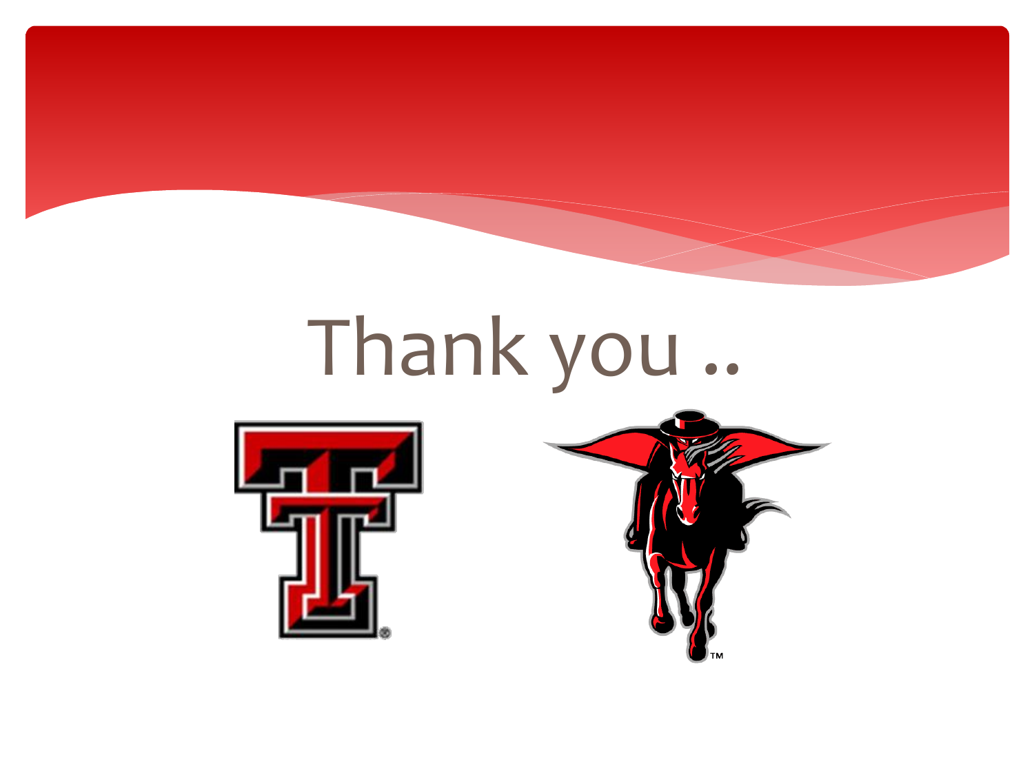# Thank you ..